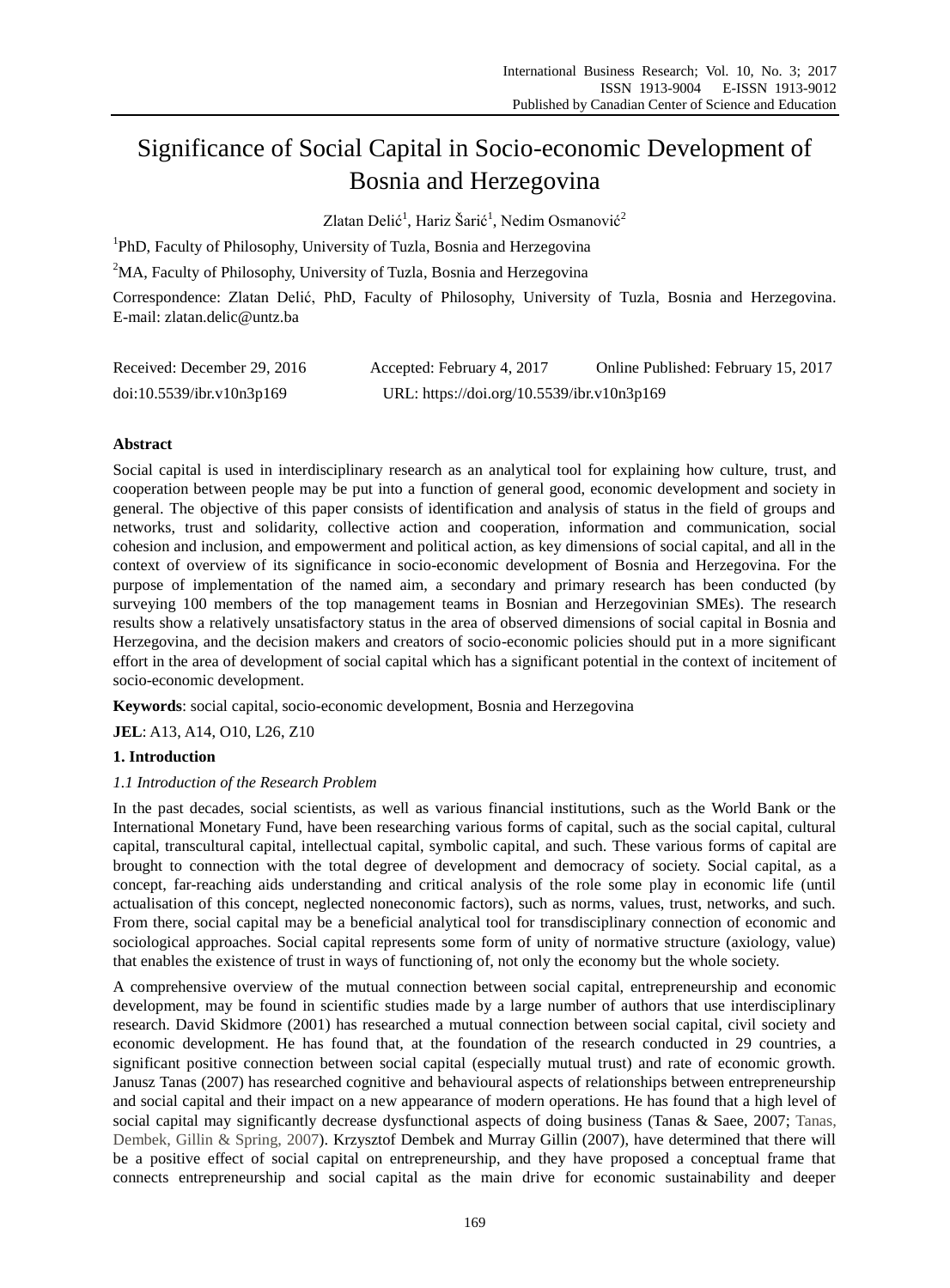# Significance of Social Capital in Socio-economic Development of Bosnia and Herzegovina

Zlatan Delić[1], Hariz Šarić[1], Nedim Osmanović[2]

[1]PhD, Faculty of Philosophy, University of Tuzla, Bosnia and Herzegovina

[2]MA, Faculty of Philosophy, University of Tuzla, Bosnia and Herzegovina

Correspondence: Zlatan Delić, PhD, Faculty of Philosophy, University of Tuzla, Bosnia and Herzegovina. E-mail: zlatan.delic@untz.ba

Received: December 29, 2016 Accepted: February 4, 2017 Online Published: February 15, 2017

doi:10.5539/ibr.v10n3p169 URL: https://doi.org/10.5539/ibr.v10n3p169

**Abstract**

Social capital is used in interdisciplinary research as an analytical tool for explaining how culture, trust, and cooperation between people may be put into a function of general good, economic development and society in general. The objective of this paper consists of identification and analysis of status in the field of groups and networks, trust and solidarity, collective action and cooperation, information and communication, social cohesion and inclusion, and empowerment and political action, as key dimensions of social capital, and all in the context of overview of its significance in socio-economic development of Bosnia and Herzegovina. For the purpose of implementation of the named aim, a secondary and primary research has been conducted (by surveying 100 members of the top management teams in Bosnian and Herzegovinian SMEs). The research results show a relatively unsatisfactory status in the area of observed dimensions of social capital in Bosnia and Herzegovina, and the decision makers and creators of socio-economic policies should put in a more significant effort in the area of development of social capital which has a significant potential in the context of incitement of socio-economic development.

**Keywords**: social capital, socio-economic development, Bosnia and Herzegovina

**JEL**: A13, A14, O10, L26, Z10

## 1. Introduction

### *1.1 Introduction of the Research Problem*

In the past decades, social scientists, as well as various financial institutions, such as the World Bank or the International Monetary Fund, have been researching various forms of capital, such as the social capital, cultural capital, transcultural capital, intellectual capital, symbolic capital, and such. These various forms of capital are brought to connection with the total degree of development and democracy of society. Social capital, as a concept, far-reaching aids understanding and critical analysis of the role some play in economic life (until actualisation of this concept, neglected noneconomic factors), such as norms, values, trust, networks, and such. From there, social capital may be a beneficial analytical tool for transdisciplinary connection of economic and sociological approaches. Social capital represents some form of unity of normative structure (axiology, value) that enables the existence of trust in ways of functioning of, not only the economy but the whole society.

A comprehensive overview of the mutual connection between social capital, entrepreneurship and economic development, may be found in scientific studies made by a large number of authors that use interdisciplinary research. David Skidmore (2001) has researched a mutual connection between social capital, civil society and economic development. He has found that, at the foundation of the research conducted in 29 countries, a significant positive connection between social capital (especially mutual trust) and rate of economic growth. Janusz Tanas (2007) has researched cognitive and behavioural aspects of relationships between entrepreneurship and social capital and their impact on a new appearance of modern operations. He has found that a high level of social capital may significantly decrease dysfunctional aspects of doing business (Tanas & Saee, 2007; Tanas, Dembek, Gillin & Spring, 2007). Krzysztof Dembek and Murray Gillin (2007), have determined that there will be a positive effect of social capital on entrepreneurship, and they have proposed a conceptual frame that connects entrepreneurship and social capital as the main drive for economic sustainability and deeper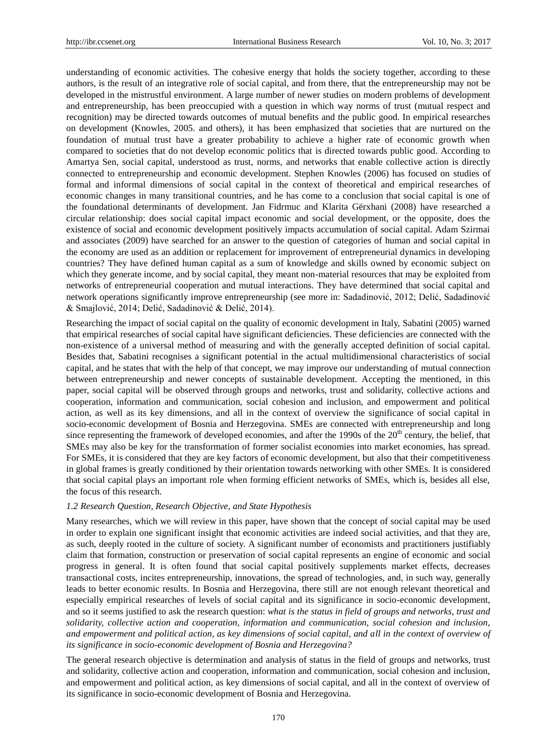understanding of economic activities. The cohesive energy that holds the society together, according to these authors, is the result of an integrative role of social capital, and from there, that the entrepreneurship may not be developed in the mistrustful environment. A large number of newer studies on modern problems of development and entrepreneurship, has been preoccupied with a question in which way norms of trust (mutual respect and recognition) may be directed towards outcomes of mutual benefits and the public good. In empirical researches on development (Knowles, 2005. and others), it has been emphasized that societies that are nurtured on the foundation of mutual trust have a greater probability to achieve a higher rate of economic growth when compared to societies that do not develop economic politics that is directed towards public good. According to Amartya Sen, social capital, understood as trust, norms, and networks that enable collective action is directly connected to entrepreneurship and economic development. Stephen Knowles (2006) has focused on studies of formal and informal dimensions of social capital in the context of theoretical and empirical researches of economic changes in many transitional countries, and he has come to a conclusion that social capital is one of the foundational determinants of development. Jan Fidrmuc and Klarita Gërxhani (2008) have researched a circular relationship: does social capital impact economic and social development, or the opposite, does the existence of social and economic development positively impacts accumulation of social capital. Adam Szirmai and associates (2009) have searched for an answer to the question of categories of human and social capital in the economy are used as an addition or replacement for improvement of entrepreneurial dynamics in developing countries? They have defined human capital as a sum of knowledge and skills owned by economic subject on which they generate income, and by social capital, they meant non-material resources that may be exploited from networks of entrepreneurial cooperation and mutual interactions. They have determined that social capital and network operations significantly improve entrepreneurship (see more in: Sadadinović, 2012; Delić, Sadadinović & Smajlović, 2014; Delić, Sadadinović & Delić, 2014).

Researching the impact of social capital on the quality of economic development in Italy, Sabatini (2005) warned that empirical researches of social capital have significant deficiencies. These deficiencies are connected with the non-existence of a universal method of measuring and with the generally accepted definition of social capital. Besides that, Sabatini recognises a significant potential in the actual multidimensional characteristics of social capital, and he states that with the help of that concept, we may improve our understanding of mutual connection between entrepreneurship and newer concepts of sustainable development. Accepting the mentioned, in this paper, social capital will be observed through groups and networks, trust and solidarity, collective actions and cooperation, information and communication, social cohesion and inclusion, and empowerment and political action, as well as its key dimensions, and all in the context of overview the significance of social capital in socio-economic development of Bosnia and Herzegovina. SMEs are connected with entrepreneurship and long since representing the framework of developed economies, and after the 1990s of the 20th century, the belief, that SMEs may also be key for the transformation of former socialist economies into market economies, has spread. For SMEs, it is considered that they are key factors of economic development, but also that their competitiveness in global frames is greatly conditioned by their orientation towards networking with other SMEs. It is considered that social capital plays an important role when forming efficient networks of SMEs, which is, besides all else, the focus of this research.

### *1.2 Research Question, Research Objective, and State Hypothesis*

Many researches, which we will review in this paper, have shown that the concept of social capital may be used in order to explain one significant insight that economic activities are indeed social activities, and that they are, as such, deeply rooted in the culture of society. A significant number of economists and practitioners justifiably claim that formation, construction or preservation of social capital represents an engine of economic and social progress in general. It is often found that social capital positively supplements market effects, decreases transactional costs, incites entrepreneurship, innovations, the spread of technologies, and, in such way, generally leads to better economic results. In Bosnia and Herzegovina, there still are not enough relevant theoretical and especially empirical researches of levels of social capital and its significance in socio-economic development, and so it seems justified to ask the research question: *what is the status in field of groups and networks, trust and solidarity, collective action and cooperation, information and communication, social cohesion and inclusion, and empowerment and political action, as key dimensions of social capital, and all in the context of overview of its significance in socio-economic development of Bosnia and Herzegovina?*

The general research objective is determination and analysis of status in the field of groups and networks, trust and solidarity, collective action and cooperation, information and communication, social cohesion and inclusion, and empowerment and political action, as key dimensions of social capital, and all in the context of overview of its significance in socio-economic development of Bosnia and Herzegovina.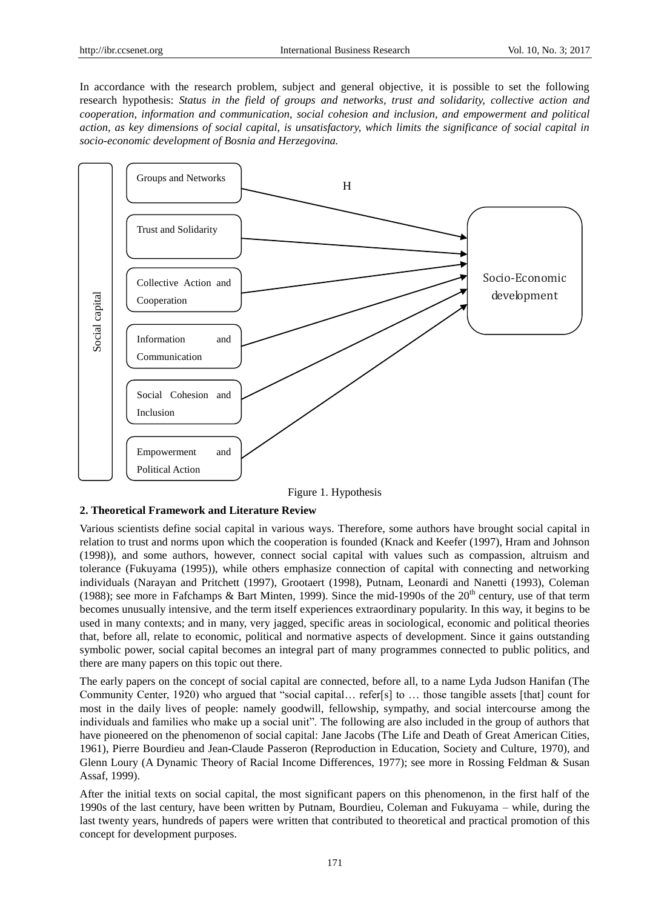In accordance with the research problem, subject and general objective, it is possible to set the following research hypothesis: *Status in the field of groups and networks, trust and solidarity, collective action and cooperation, information and communication, social cohesion and inclusion, and empowerment and political action, as key dimensions of social capital, is unsatisfactory, which limits the significance of social capital in socio-economic development of Bosnia and Herzegovina.*

Figure 1. Hypothesis

## 2. Theoretical Framework and Literature Review

Various scientists define social capital in various ways. Therefore, some authors have brought social capital in relation to trust and norms upon which the cooperation is founded (Knack and Keefer (1997), Hram and Johnson (1998)), and some authors, however, connect social capital with values such as compassion, altruism and tolerance (Fukuyama (1995)), while others emphasize connection of capital with connecting and networking individuals (Narayan and Pritchett (1997), Grootaert (1998), Putnam, Leonardi and Nanetti (1993), Coleman (1988); see more in Fafchamps & Bart Minten, 1999). Since the mid-1990s of the 20th century, use of that term becomes unusually intensive, and the term itself experiences extraordinary popularity. In this way, it begins to be used in many contexts; and in many, very jagged, specific areas in sociological, economic and political theories that, before all, relate to economic, political and normative aspects of development. Since it gains outstanding symbolic power, social capital becomes an integral part of many programmes connected to public politics, and there are many papers on this topic out there.

The early papers on the concept of social capital are connected, before all, to a name Lyda Judson Hanifan (The Community Center, 1920) who argued that "social capital… refer[s] to … those tangible assets [that] count for most in the daily lives of people: namely goodwill, fellowship, sympathy, and social intercourse among the individuals and families who make up a social unit". The following are also included in the group of authors that have pioneered on the phenomenon of social capital: Jane Jacobs (The Life and Death of Great American Cities, 1961), Pierre Bourdieu and Jean-Claude Passeron (Reproduction in Education, Society and Culture, 1970), and Glenn Loury (A Dynamic Theory of Racial Income Differences, 1977); see more in Rossing Feldman & Susan Assaf, 1999).

After the initial texts on social capital, the most significant papers on this phenomenon, in the first half of the 1990s of the last century, have been written by Putnam, Bourdieu, Coleman and Fukuyama – while, during the last twenty years, hundreds of papers were written that contributed to theoretical and practical promotion of this concept for development purposes.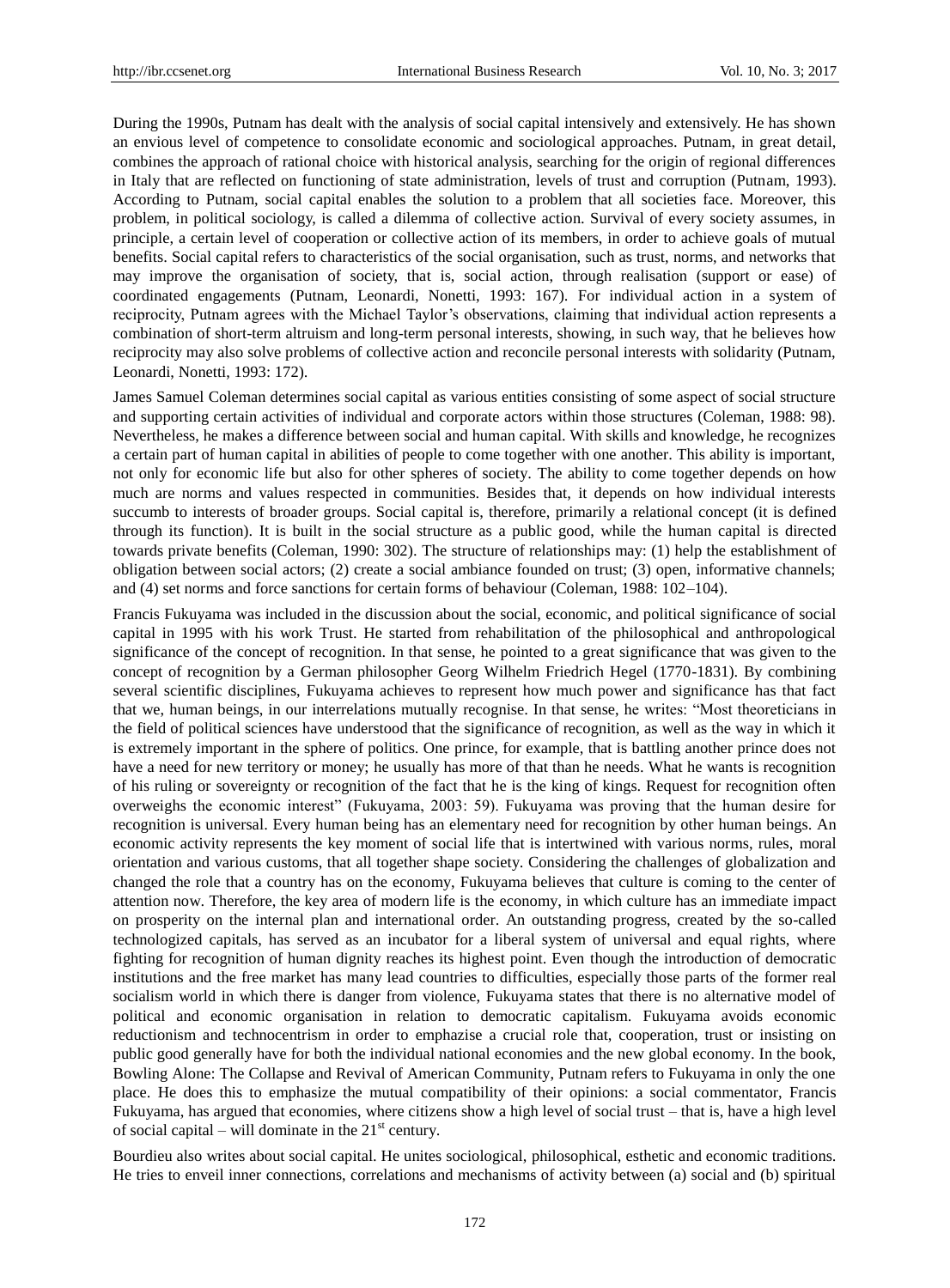During the 1990s, Putnam has dealt with the analysis of social capital intensively and extensively. He has shown an envious level of competence to consolidate economic and sociological approaches. Putnam, in great detail, combines the approach of rational choice with historical analysis, searching for the origin of regional differences in Italy that are reflected on functioning of state administration, levels of trust and corruption (Putnam, 1993). According to Putnam, social capital enables the solution to a problem that all societies face. Moreover, this problem, in political sociology, is called a dilemma of collective action. Survival of every society assumes, in principle, a certain level of cooperation or collective action of its members, in order to achieve goals of mutual benefits. Social capital refers to characteristics of the social organisation, such as trust, norms, and networks that may improve the organisation of society, that is, social action, through realisation (support or ease) of coordinated engagements (Putnam, Leonardi, Nonetti, 1993: 167). For individual action in a system of reciprocity, Putnam agrees with the Michael Taylor's observations, claiming that individual action represents a combination of short-term altruism and long-term personal interests, showing, in such way, that he believes how reciprocity may also solve problems of collective action and reconcile personal interests with solidarity (Putnam, Leonardi, Nonetti, 1993: 172).

James Samuel Coleman determines social capital as various entities consisting of some aspect of social structure and supporting certain activities of individual and corporate actors within those structures (Coleman, 1988: 98). Nevertheless, he makes a difference between social and human capital. With skills and knowledge, he recognizes a certain part of human capital in abilities of people to come together with one another. This ability is important, not only for economic life but also for other spheres of society. The ability to come together depends on how much are norms and values respected in communities. Besides that, it depends on how individual interests succumb to interests of broader groups. Social capital is, therefore, primarily a relational concept (it is defined through its function). It is built in the social structure as a public good, while the human capital is directed towards private benefits (Coleman, 1990: 302). The structure of relationships may: (1) help the establishment of obligation between social actors; (2) create a social ambiance founded on trust; (3) open, informative channels; and (4) set norms and force sanctions for certain forms of behaviour (Coleman, 1988: 102–104).

Francis Fukuyama was included in the discussion about the social, economic, and political significance of social capital in 1995 with his work Trust. He started from rehabilitation of the philosophical and anthropological significance of the concept of recognition. In that sense, he pointed to a great significance that was given to the concept of recognition by a German philosopher Georg Wilhelm Friedrich Hegel (1770-1831). By combining several scientific disciplines, Fukuyama achieves to represent how much power and significance has that fact that we, human beings, in our interrelations mutually recognise. In that sense, he writes: "Most theoreticians in the field of political sciences have understood that the significance of recognition, as well as the way in which it is extremely important in the sphere of politics. One prince, for example, that is battling another prince does not have a need for new territory or money; he usually has more of that than he needs. What he wants is recognition of his ruling or sovereignty or recognition of the fact that he is the king of kings. Request for recognition often overweighs the economic interest" (Fukuyama, 2003: 59). Fukuyama was proving that the human desire for recognition is universal. Every human being has an elementary need for recognition by other human beings. An economic activity represents the key moment of social life that is intertwined with various norms, rules, moral orientation and various customs, that all together shape society. Considering the challenges of globalization and changed the role that a country has on the economy, Fukuyama believes that culture is coming to the center of attention now. Therefore, the key area of modern life is the economy, in which culture has an immediate impact on prosperity on the internal plan and international order. An outstanding progress, created by the so-called technologized capitals, has served as an incubator for a liberal system of universal and equal rights, where fighting for recognition of human dignity reaches its highest point. Even though the introduction of democratic institutions and the free market has many lead countries to difficulties, especially those parts of the former real socialism world in which there is danger from violence, Fukuyama states that there is no alternative model of political and economic organisation in relation to democratic capitalism. Fukuyama avoids economic reductionism and technocentrism in order to emphazise a crucial role that, cooperation, trust or insisting on public good generally have for both the individual national economies and the new global economy. In the book, Bowling Alone: The Collapse and Revival of American Community, Putnam refers to Fukuyama in only the one place. He does this to emphasize the mutual compatibility of their opinions: a social commentator, Francis Fukuyama, has argued that economies, where citizens show a high level of social trust – that is, have a high level of social capital – will dominate in the 21st century.

Bourdieu also writes about social capital. He unites sociological, philosophical, esthetic and economic traditions. He tries to enveil inner connections, correlations and mechanisms of activity between (a) social and (b) spiritual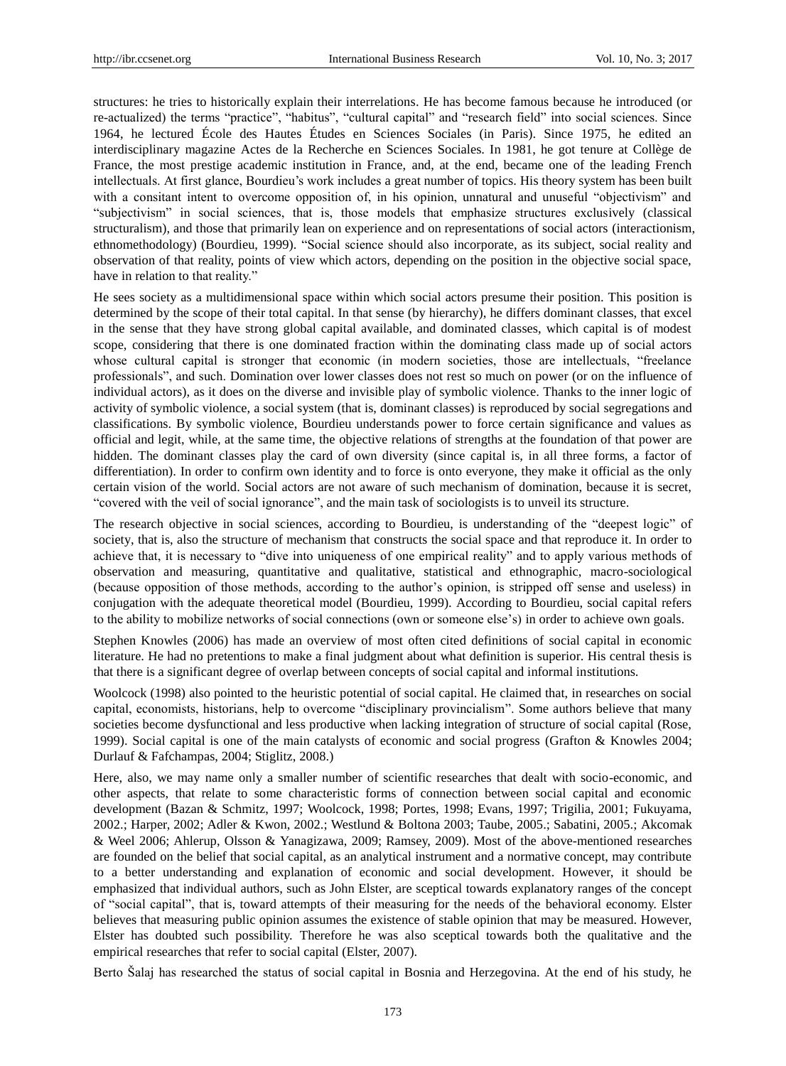structures: he tries to historically explain their interrelations. He has become famous because he introduced (or re-actualized) the terms "practice", "habitus", "cultural capital" and "research field" into social sciences. Since 1964, he lectured École des Hautes Études en Sciences Sociales (in Paris). Since 1975, he edited an interdisciplinary magazine Actes de la Recherche en Sciences Sociales. In 1981, he got tenure at Collège de France, the most prestige academic institution in France, and, at the end, became one of the leading French intellectuals. At first glance, Bourdieu's work includes a great number of topics. His theory system has been built with a consitant intent to overcome opposition of, in his opinion, unnatural and unuseful "objectivism" and "subjectivism" in social sciences, that is, those models that emphasize structures exclusively (classical structuralism), and those that primarily lean on experience and on representations of social actors (interactionism, ethnomethodology) (Bourdieu, 1999). "Social science should also incorporate, as its subject, social reality and observation of that reality, points of view which actors, depending on the position in the objective social space, have in relation to that reality."

He sees society as a multidimensional space within which social actors presume their position. This position is determined by the scope of their total capital. In that sense (by hierarchy), he differs dominant classes, that excel in the sense that they have strong global capital available, and dominated classes, which capital is of modest scope, considering that there is one dominated fraction within the dominating class made up of social actors whose cultural capital is stronger that economic (in modern societies, those are intellectuals, "freelance professionals", and such. Domination over lower classes does not rest so much on power (or on the influence of individual actors), as it does on the diverse and invisible play of symbolic violence. Thanks to the inner logic of activity of symbolic violence, a social system (that is, dominant classes) is reproduced by social segregations and classifications. By symbolic violence, Bourdieu understands power to force certain significance and values as official and legit, while, at the same time, the objective relations of strengths at the foundation of that power are hidden. The dominant classes play the card of own diversity (since capital is, in all three forms, a factor of differentiation). In order to confirm own identity and to force is onto everyone, they make it official as the only certain vision of the world. Social actors are not aware of such mechanism of domination, because it is secret, "covered with the veil of social ignorance", and the main task of sociologists is to unveil its structure.

The research objective in social sciences, according to Bourdieu, is understanding of the "deepest logic" of society, that is, also the structure of mechanism that constructs the social space and that reproduce it. In order to achieve that, it is necessary to "dive into uniqueness of one empirical reality" and to apply various methods of observation and measuring, quantitative and qualitative, statistical and ethnographic, macro-sociological (because opposition of those methods, according to the author's opinion, is stripped off sense and useless) in conjugation with the adequate theoretical model (Bourdieu, 1999). According to Bourdieu, social capital refers to the ability to mobilize networks of social connections (own or someone else's) in order to achieve own goals.

Stephen Knowles (2006) has made an overview of most often cited definitions of social capital in economic literature. He had no pretentions to make a final judgment about what definition is superior. His central thesis is that there is a significant degree of overlap between concepts of social capital and informal institutions.

Woolcock (1998) also pointed to the heuristic potential of social capital. He claimed that, in researches on social capital, economists, historians, help to overcome "disciplinary provincialism". Some authors believe that many societies become dysfunctional and less productive when lacking integration of structure of social capital (Rose, 1999). Social capital is one of the main catalysts of economic and social progress (Grafton & Knowles 2004; Durlauf & Fafchampas, 2004; Stiglitz, 2008.)

Here, also, we may name only a smaller number of scientific researches that dealt with socio-economic, and other aspects, that relate to some characteristic forms of connection between social capital and economic development (Bazan & Schmitz, 1997; Woolcock, 1998; Portes, 1998; Evans, 1997; Trigilia, 2001; Fukuyama, 2002.; Harper, 2002; Adler & Kwon, 2002.; Westlund & Boltona 2003; Taube, 2005.; Sabatini, 2005.; Akcomak & Weel 2006; Ahlerup, Olsson & Yanagizawa, 2009; Ramsey, 2009). Most of the above-mentioned researches are founded on the belief that social capital, as an analytical instrument and a normative concept, may contribute to a better understanding and explanation of economic and social development. However, it should be emphasized that individual authors, such as John Elster, are sceptical towards explanatory ranges of the concept of "social capital", that is, toward attempts of their measuring for the needs of the behavioral economy. Elster believes that measuring public opinion assumes the existence of stable opinion that may be measured. However, Elster has doubted such possibility. Therefore he was also sceptical towards both the qualitative and the empirical researches that refer to social capital (Elster, 2007).

Berto Šalaj has researched the status of social capital in Bosnia and Herzegovina. At the end of his study, he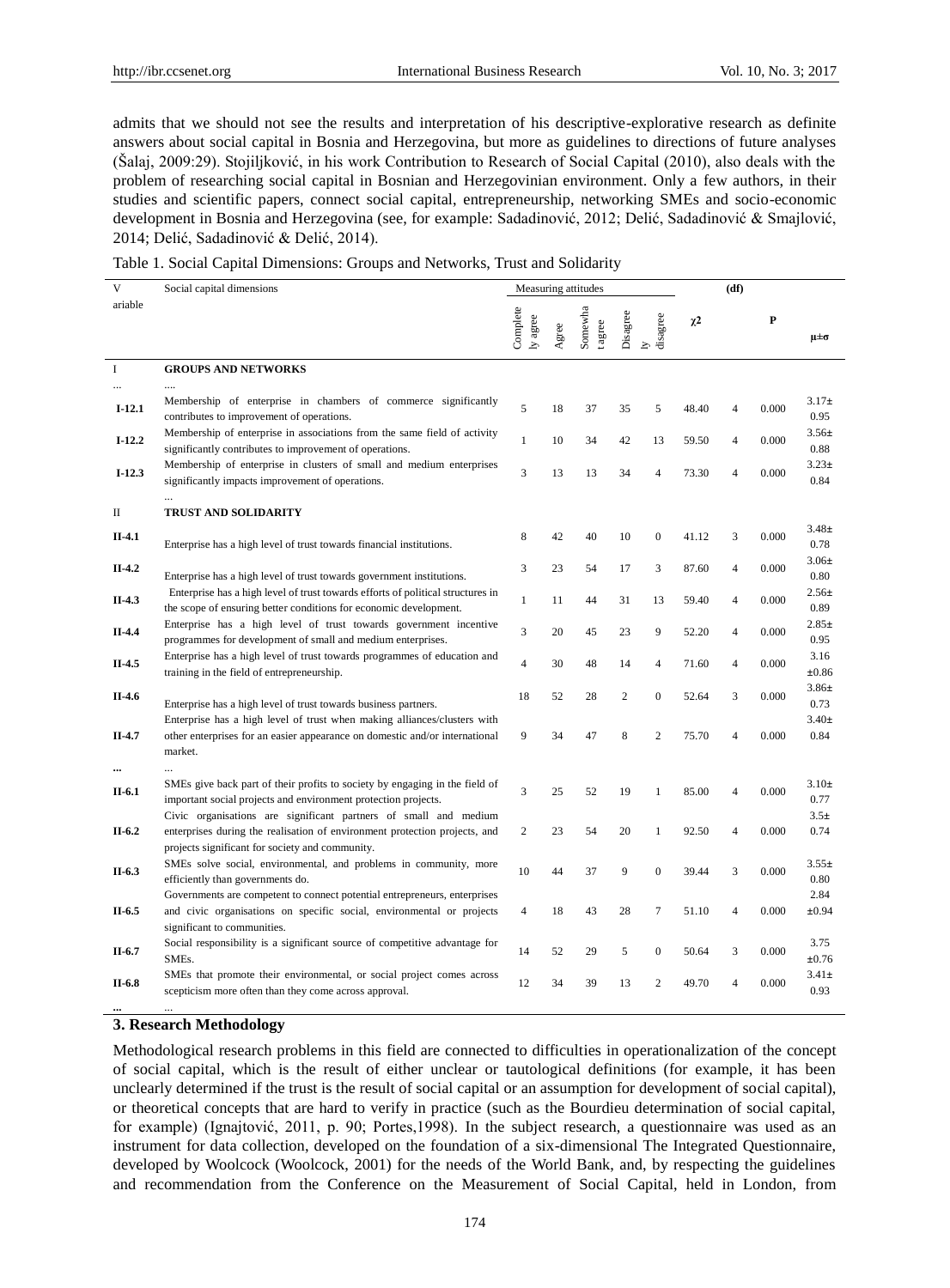admits that we should not see the results and interpretation of his descriptive-explorative research as definite answers about social capital in Bosnia and Herzegovina, but more as guidelines to directions of future analyses (Šalaj, 2009:29). Stojiljković, in his work Contribution to Research of Social Capital (2010), also deals with the problem of researching social capital in Bosnian and Herzegovinian environment. Only a few authors, in their studies and scientific papers, connect social capital, entrepreneurship, networking SMEs and socio-economic development in Bosnia and Herzegovina (see, for example: Sadadinović, 2012; Delić, Sadadinović & Smajlović, 2014; Delić, Sadadinović & Delić, 2014).

Table 1. Social Capital Dimensions: Groups and Networks, Trust and Solidarity

| Variable | Social capital dimensions | Measuring attitudes | | | | | | (df) | | |
|---|---|---|---|---|---|---|---|---|---|---|
| | | Completely agree | Agree | Somewhat agree | Disagree | ly disagree | $\chi 2$ | | P | $\mu \pm \sigma$ |
| I | **GROUPS AND NETWORKS** | | | | | | | | | |
| ... | .... | | | | | | | | | |
| **I-12.1** | Membership of enterprise in chambers of commerce significantly contributes to improvement of operations. | 5 | 18 | 37 | 35 | 5 | 48.40 | 4 | 0.000 | 3.17± 0.95 |
| **I-12.2** | Membership of enterprise in associations from the same field of activity significantly contributes to improvement of operations. | 1 | 10 | 34 | 42 | 13 | 59.50 | 4 | 0.000 | 3.56± 0.88 |
| **I-12.3** | Membership of enterprise in clusters of small and medium enterprises significantly impacts improvement of operations. | 3 | 13 | 13 | 34 | 4 | 73.30 | 4 | 0.000 | 3.23± 0.84 |
| | ... | | | | | | | | | |
| II | **TRUST AND SOLIDARITY** | | | | | | | | | |
| **II-4.1** | Enterprise has a high level of trust towards financial institutions. | 8 | 42 | 40 | 10 | 0 | 41.12 | 3 | 0.000 | 3.48± 0.78 |
| **II-4.2** | Enterprise has a high level of trust towards government institutions. | 3 | 23 | 54 | 17 | 3 | 87.60 | 4 | 0.000 | 3.06± 0.80 |
| **II-4.3** | Enterprise has a high level of trust towards efforts of political structures in the scope of ensuring better conditions for economic development. | 1 | 11 | 44 | 31 | 13 | 59.40 | 4 | 0.000 | 2.56± 0.89 |
| **II-4.4** | Enterprise has a high level of trust towards government incentive programmes for development of small and medium enterprises. | 3 | 20 | 45 | 23 | 9 | 52.20 | 4 | 0.000 | 2.85± 0.95 |
| **II-4.5** | Enterprise has a high level of trust towards programmes of education and training in the field of entrepreneurship. | 4 | 30 | 48 | 14 | 4 | 71.60 | 4 | 0.000 | 3.16 ±0.86 |
| **II-4.6** | Enterprise has a high level of trust towards business partners. | 18 | 52 | 28 | 2 | 0 | 52.64 | 3 | 0.000 | 3.86± 0.73 |
| **II-4.7** | Enterprise has a high level of trust when making alliances/clusters with other enterprises for an easier appearance on domestic and/or international market. | 9 | 34 | 47 | 8 | 2 | 75.70 | 4 | 0.000 | 3.40± 0.84 |
| **...** | ... | | | | | | | | | |
| **II-6.1** | SMEs give back part of their profits to society by engaging in the field of important social projects and environment protection projects. | 3 | 25 | 52 | 19 | 1 | 85.00 | 4 | 0.000 | 3.10± 0.77 |
| **II-6.2** | Civic organisations are significant partners of small and medium enterprises during the realisation of environment protection projects, and projects significant for society and community. | 2 | 23 | 54 | 20 | 1 | 92.50 | 4 | 0.000 | 3.5± 0.74 |
| **II-6.3** | SMEs solve social, environmental, and problems in community, more efficiently than governments do. | 10 | 44 | 37 | 9 | 0 | 39.44 | 3 | 0.000 | 3.55± 0.80 |
| **II-6.5** | Governments are competent to connect potential entrepreneurs, enterprises and civic organisations on specific social, environmental or projects significant to communities. | 4 | 18 | 43 | 28 | 7 | 51.10 | 4 | 0.000 | 2.84 ±0.94 |
| **II-6.7** | Social responsibility is a significant source of competitive advantage for SMEs. | 14 | 52 | 29 | 5 | 0 | 50.64 | 3 | 0.000 | 3.75 ±0.76 |
| **II-6.8** | SMEs that promote their environmental, or social project comes across scepticism more often than they come across approval. | 12 | 34 | 39 | 13 | 2 | 49.70 | 4 | 0.000 | 3.41± 0.93 |
| **...** | ... | | | | | | | | | |

## 3. Research Methodology

Methodological research problems in this field are connected to difficulties in operationalization of the concept of social capital, which is the result of either unclear or tautological definitions (for example, it has been unclearly determined if the trust is the result of social capital or an assumption for development of social capital), or theoretical concepts that are hard to verify in practice (such as the Bourdieu determination of social capital, for example) (Ignajtović, 2011, p. 90; Portes,1998). In the subject research, a questionnaire was used as an instrument for data collection, developed on the foundation of a six-dimensional The Integrated Questionnaire, developed by Woolcock (Woolcock, 2001) for the needs of the World Bank, and, by respecting the guidelines and recommendation from the Conference on the Measurement of Social Capital, held in London, from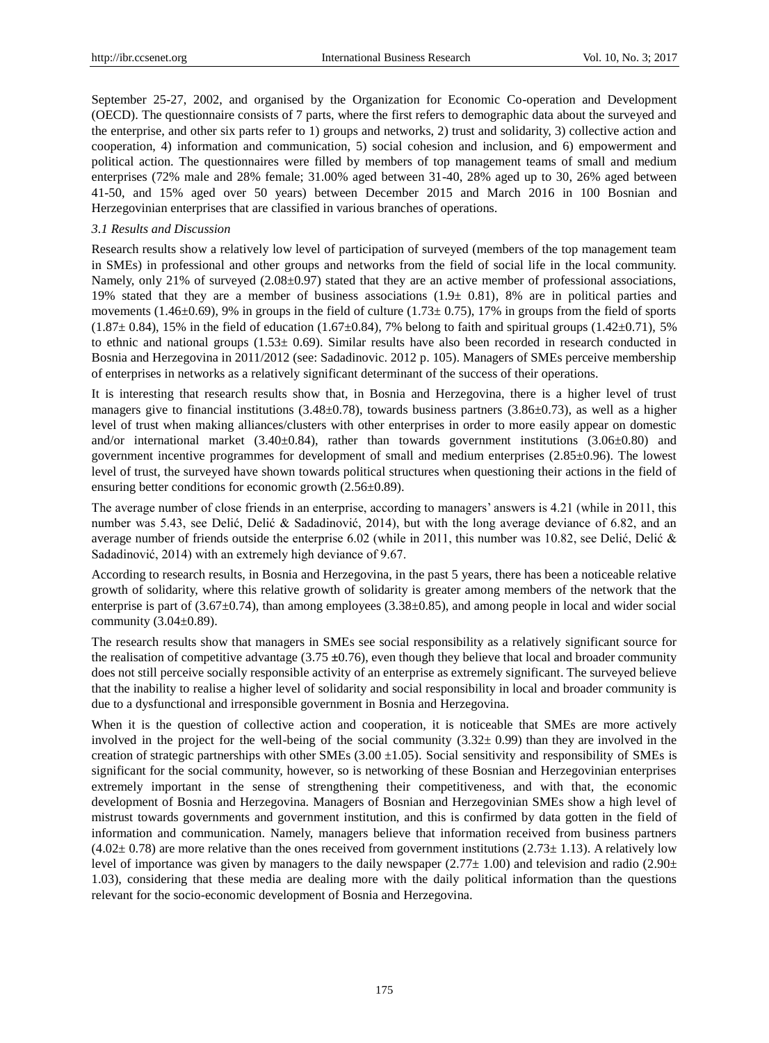September 25-27, 2002, and organised by the Organization for Economic Co-operation and Development (OECD). The questionnaire consists of 7 parts, where the first refers to demographic data about the surveyed and the enterprise, and other six parts refer to 1) groups and networks, 2) trust and solidarity, 3) collective action and cooperation, 4) information and communication, 5) social cohesion and inclusion, and 6) empowerment and political action. The questionnaires were filled by members of top management teams of small and medium enterprises (72% male and 28% female; 31.00% aged between 31-40, 28% aged up to 30, 26% aged between 41-50, and 15% aged over 50 years) between December 2015 and March 2016 in 100 Bosnian and Herzegovinian enterprises that are classified in various branches of operations.

### *3.1 Results and Discussion*

Research results show a relatively low level of participation of surveyed (members of the top management team in SMEs) in professional and other groups and networks from the field of social life in the local community. Namely, only 21% of surveyed (2.08±0.97) stated that they are an active member of professional associations, 19% stated that they are a member of business associations (1.9± 0.81), 8% are in political parties and movements (1.46±0.69), 9% in groups in the field of culture (1.73± 0.75), 17% in groups from the field of sports (1.87± 0.84), 15% in the field of education (1.67±0.84), 7% belong to faith and spiritual groups (1.42±0.71), 5% to ethnic and national groups (1.53± 0.69). Similar results have also been recorded in research conducted in Bosnia and Herzegovina in 2011/2012 (see: Sadadinovic. 2012 p. 105). Managers of SMEs perceive membership of enterprises in networks as a relatively significant determinant of the success of their operations.

It is interesting that research results show that, in Bosnia and Herzegovina, there is a higher level of trust managers give to financial institutions (3.48±0.78), towards business partners (3.86±0.73), as well as a higher level of trust when making alliances/clusters with other enterprises in order to more easily appear on domestic and/or international market (3.40±0.84), rather than towards government institutions (3.06±0.80) and government incentive programmes for development of small and medium enterprises (2.85±0.96). The lowest level of trust, the surveyed have shown towards political structures when questioning their actions in the field of ensuring better conditions for economic growth (2.56±0.89).

The average number of close friends in an enterprise, according to managers' answers is 4.21 (while in 2011, this number was 5.43, see Delić, Delić & Sadadinović, 2014), but with the long average deviance of 6.82, and an average number of friends outside the enterprise 6.02 (while in 2011, this number was 10.82, see Delić, Delić & Sadadinović, 2014) with an extremely high deviance of 9.67.

According to research results, in Bosnia and Herzegovina, in the past 5 years, there has been a noticeable relative growth of solidarity, where this relative growth of solidarity is greater among members of the network that the enterprise is part of (3.67±0.74), than among employees (3.38±0.85), and among people in local and wider social community (3.04±0.89).

The research results show that managers in SMEs see social responsibility as a relatively significant source for the realisation of competitive advantage (3.75 ±0.76), even though they believe that local and broader community does not still perceive socially responsible activity of an enterprise as extremely significant. The surveyed believe that the inability to realise a higher level of solidarity and social responsibility in local and broader community is due to a dysfunctional and irresponsible government in Bosnia and Herzegovina.

When it is the question of collective action and cooperation, it is noticeable that SMEs are more actively involved in the project for the well-being of the social community (3.32± 0.99) than they are involved in the creation of strategic partnerships with other SMEs (3.00 ±1.05). Social sensitivity and responsibility of SMEs is significant for the social community, however, so is networking of these Bosnian and Herzegovinian enterprises extremely important in the sense of strengthening their competitiveness, and with that, the economic development of Bosnia and Herzegovina. Managers of Bosnian and Herzegovinian SMEs show a high level of mistrust towards governments and government institution, and this is confirmed by data gotten in the field of information and communication. Namely, managers believe that information received from business partners (4.02± 0.78) are more relative than the ones received from government institutions (2.73± 1.13). A relatively low level of importance was given by managers to the daily newspaper (2.77± 1.00) and television and radio (2.90± 1.03), considering that these media are dealing more with the daily political information than the questions relevant for the socio-economic development of Bosnia and Herzegovina.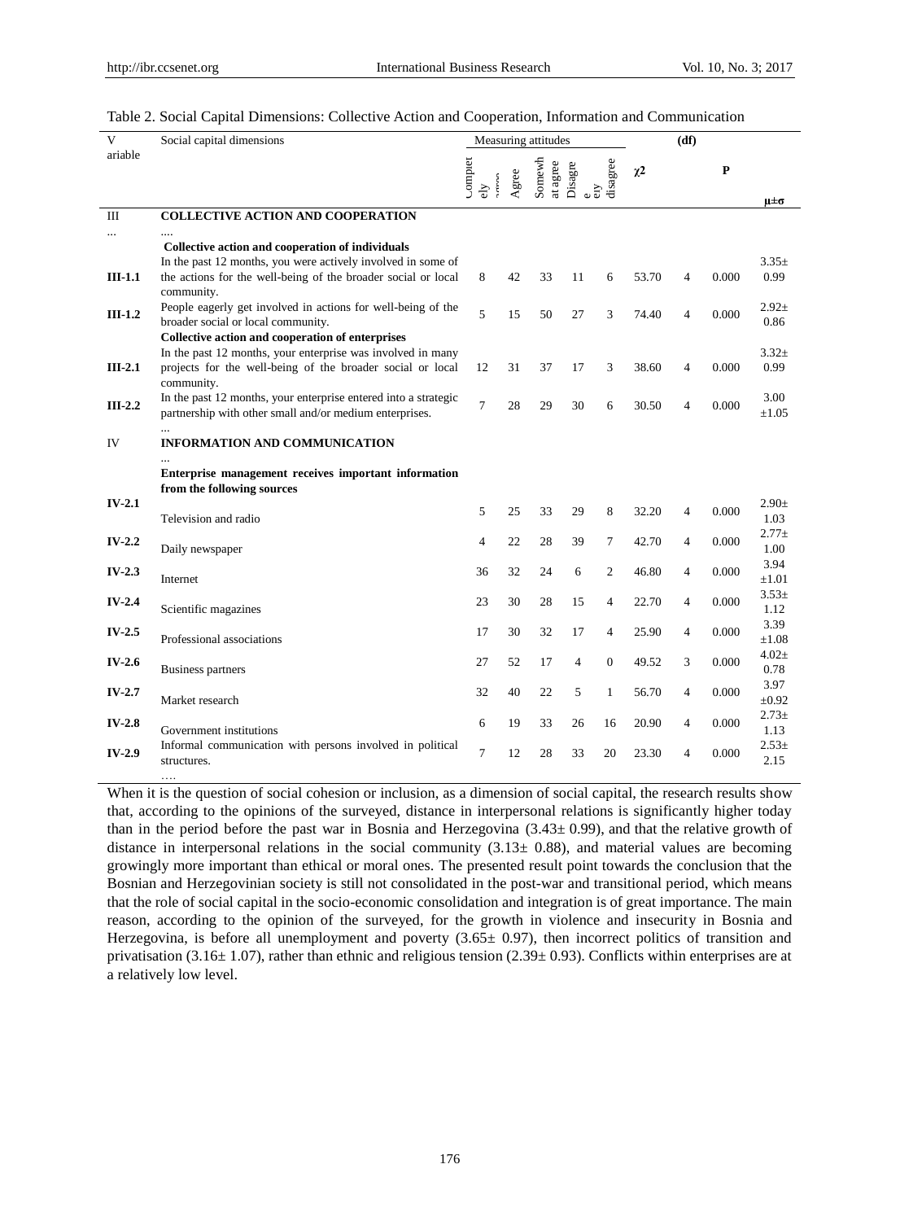Table 2. Social Capital Dimensions: Collective Action and Cooperation, Information and Communication

| Variable | Social capital dimensions | Measuring attitudes | | | | | $\chi^2$ | (df) | P | $\mu \pm \sigma$ |
|---|---|---|---|---|---|---|---|---|---|---|
| | | Completely agree | Agree | Somewhat agree | Disagree | Completely disagree | | | | |
| III | **COLLECTIVE ACTION AND COOPERATION** | | | | | | | | | |
| ... | .... | | | | | | | | | |
| | **Collective action and cooperation of individuals** | | | | | | | | | |
| **III-1.1** | In the past 12 months, you were actively involved in some of the actions for the well-being of the broader social or local community. | 8 | 42 | 33 | 11 | 6 | 53.70 | 4 | 0.000 | 3.35± 0.99 |
| **III-1.2** | People eagerly get involved in actions for well-being of the broader social or local community. | 5 | 15 | 50 | 27 | 3 | 74.40 | 4 | 0.000 | 2.92± 0.86 |
| | **Collective action and cooperation of enterprises** | | | | | | | | | |
| **III-2.1** | In the past 12 months, your enterprise was involved in many projects for the well-being of the broader social or local community. | 12 | 31 | 37 | 17 | 3 | 38.60 | 4 | 0.000 | 3.32± 0.99 |
| **III-2.2** | In the past 12 months, your enterprise entered into a strategic partnership with other small and/or medium enterprises. | 7 | 28 | 29 | 30 | 6 | 30.50 | 4 | 0.000 | 3.00 ±1.05 |
| | ... | | | | | | | | | |
| IV | **INFORMATION AND COMMUNICATION** | | | | | | | | | |
| | ... | | | | | | | | | |
| | **Enterprise management receives important information from the following sources** | | | | | | | | | |
| **IV-2.1** | Television and radio | 5 | 25 | 33 | 29 | 8 | 32.20 | 4 | 0.000 | 2.90± 1.03 |
| **IV-2.2** | Daily newspaper | 4 | 22 | 28 | 39 | 7 | 42.70 | 4 | 0.000 | 2.77± 1.00 |
| **IV-2.3** | Internet | 36 | 32 | 24 | 6 | 2 | 46.80 | 4 | 0.000 | 3.94 ±1.01 |
| **IV-2.4** | Scientific magazines | 23 | 30 | 28 | 15 | 4 | 22.70 | 4 | 0.000 | 3.53± 1.12 |
| **IV-2.5** | Professional associations | 17 | 30 | 32 | 17 | 4 | 25.90 | 4 | 0.000 | 3.39 ±1.08 |
| **IV-2.6** | Business partners | 27 | 52 | 17 | 4 | 0 | 49.52 | 3 | 0.000 | 4.02± 0.78 |
| **IV-2.7** | Market research | 32 | 40 | 22 | 5 | 1 | 56.70 | 4 | 0.000 | 3.97 ±0.92 |
| **IV-2.8** | Government institutions | 6 | 19 | 33 | 26 | 16 | 20.90 | 4 | 0.000 | 2.73± 1.13 |
| **IV-2.9** | Informal communication with persons involved in political structures. | 7 | 12 | 28 | 33 | 20 | 23.30 | 4 | 0.000 | 2.53± 2.15 |
| | …. | | | | | | | | | |

When it is the question of social cohesion or inclusion, as a dimension of social capital, the research results show that, according to the opinions of the surveyed, distance in interpersonal relations is significantly higher today than in the period before the past war in Bosnia and Herzegovina (3.43± 0.99), and that the relative growth of distance in interpersonal relations in the social community (3.13± 0.88), and material values are becoming growingly more important than ethical or moral ones. The presented result point towards the conclusion that the Bosnian and Herzegovinian society is still not consolidated in the post-war and transitional period, which means that the role of social capital in the socio-economic consolidation and integration is of great importance. The main reason, according to the opinion of the surveyed, for the growth in violence and insecurity in Bosnia and Herzegovina, is before all unemployment and poverty (3.65± 0.97), then incorrect politics of transition and privatisation (3.16± 1.07), rather than ethnic and religious tension (2.39± 0.93). Conflicts within enterprises are at a relatively low level.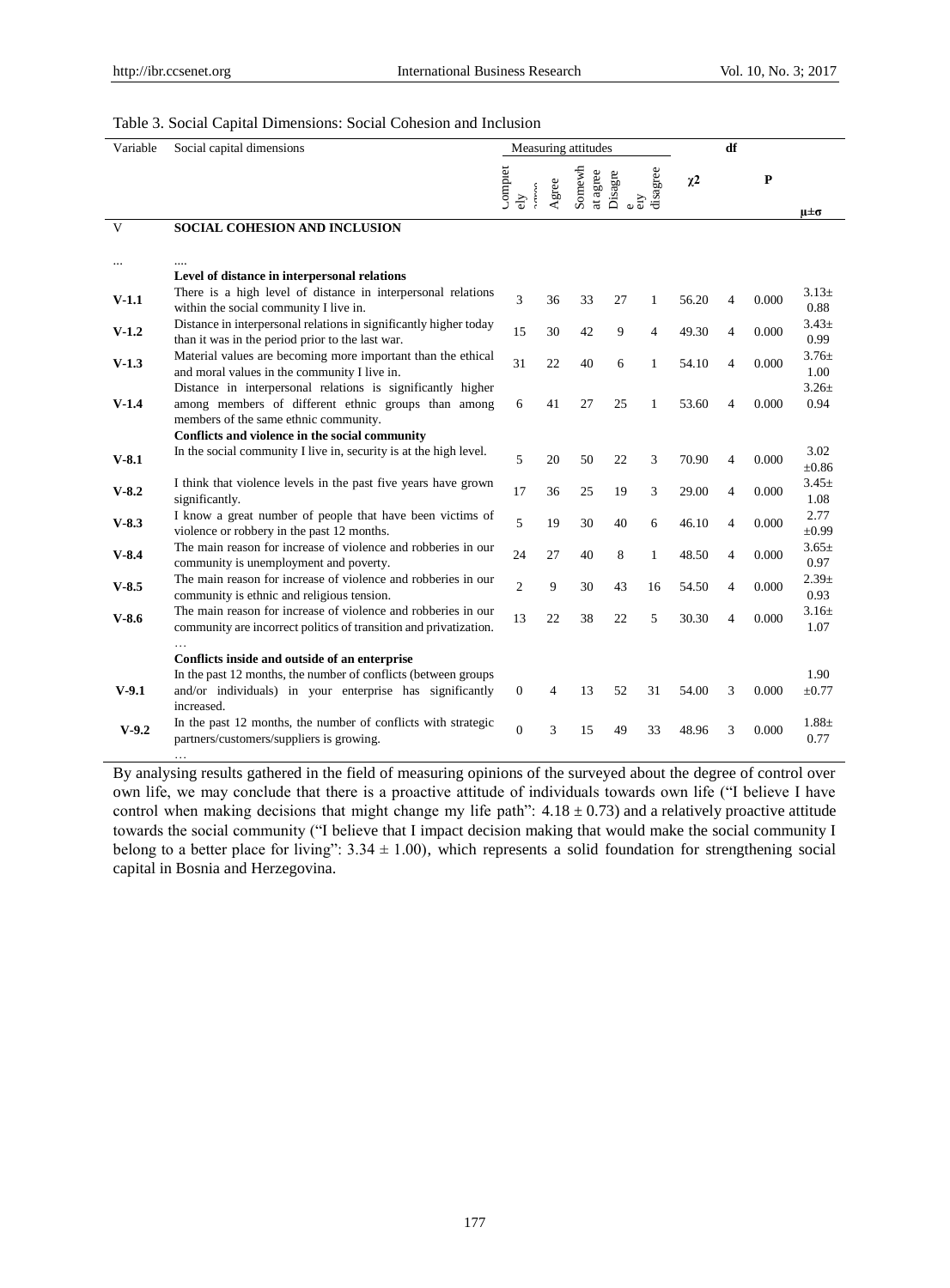Table 3. Social Capital Dimensions: Social Cohesion and Inclusion

| Variable | Social capital dimensions | Measuring attitudes | | | | | $\chi 2$ | df | P | $\mu \pm \sigma$ |
|---|---|---|---|---|---|---|---|---|---|---|
| | | Completely agree | Agree | Somewhat agree | Disagree | Very disagree | | | | |
| V | **SOCIAL COHESION AND INCLUSION** | | | | | | | | | |
| ... | .... | | | | | | | | | |
| | **Level of distance in interpersonal relations** | | | | | | | | | |
| **V-1.1** | There is a high level of distance in interpersonal relations within the social community I live in. | 3 | 36 | 33 | 27 | 1 | 56.20 | 4 | 0.000 | 3.13± 0.88 |
| **V-1.2** | Distance in interpersonal relations in significantly higher today than it was in the period prior to the last war. | 15 | 30 | 42 | 9 | 4 | 49.30 | 4 | 0.000 | 3.43± 0.99 |
| **V-1.3** | Material values are becoming more important than the ethical and moral values in the community I live in. | 31 | 22 | 40 | 6 | 1 | 54.10 | 4 | 0.000 | 3.76± 1.00 |
| **V-1.4** | Distance in interpersonal relations is significantly higher among members of different ethnic groups than among members of the same ethnic community. | 6 | 41 | 27 | 25 | 1 | 53.60 | 4 | 0.000 | 3.26± 0.94 |
| | **Conflicts and violence in the social community** | | | | | | | | | |
| **V-8.1** | In the social community I live in, security is at the high level. | 5 | 20 | 50 | 22 | 3 | 70.90 | 4 | 0.000 | 3.02 ±0.86 |
| **V-8.2** | I think that violence levels in the past five years have grown significantly. | 17 | 36 | 25 | 19 | 3 | 29.00 | 4 | 0.000 | 3.45± 1.08 |
| **V-8.3** | I know a great number of people that have been victims of violence or robbery in the past 12 months. | 5 | 19 | 30 | 40 | 6 | 46.10 | 4 | 0.000 | 2.77 ±0.99 |
| **V-8.4** | The main reason for increase of violence and robberies in our community is unemployment and poverty. | 24 | 27 | 40 | 8 | 1 | 48.50 | 4 | 0.000 | 3.65± 0.97 |
| **V-8.5** | The main reason for increase of violence and robberies in our community is ethnic and religious tension. | 2 | 9 | 30 | 43 | 16 | 54.50 | 4 | 0.000 | 2.39± 0.93 |
| **V-8.6** | The main reason for increase of violence and robberies in our community are incorrect politics of transition and privatization. | 13 | 22 | 38 | 22 | 5 | 30.30 | 4 | 0.000 | 3.16± 1.07 |
| | … | | | | | | | | | |
| | **Conflicts inside and outside of an enterprise** | | | | | | | | | |
| **V-9.1** | In the past 12 months, the number of conflicts (between groups and/or individuals) in your enterprise has significantly increased. | 0 | 4 | 13 | 52 | 31 | 54.00 | 3 | 0.000 | 1.90 ±0.77 |
| **V-9.2** | In the past 12 months, the number of conflicts with strategic partners/customers/suppliers is growing. | 0 | 3 | 15 | 49 | 33 | 48.96 | 3 | 0.000 | 1.88± 0.77 |
| | … | | | | | | | | | |

By analysing results gathered in the field of measuring opinions of the surveyed about the degree of control over own life, we may conclude that there is a proactive attitude of individuals towards own life ("I believe I have control when making decisions that might change my life path": $4.18 \pm 0.73$) and a relatively proactive attitude towards the social community ("I believe that I impact decision making that would make the social community I belong to a better place for living": $3.34 \pm 1.00$), which represents a solid foundation for strengthening social capital in Bosnia and Herzegovina.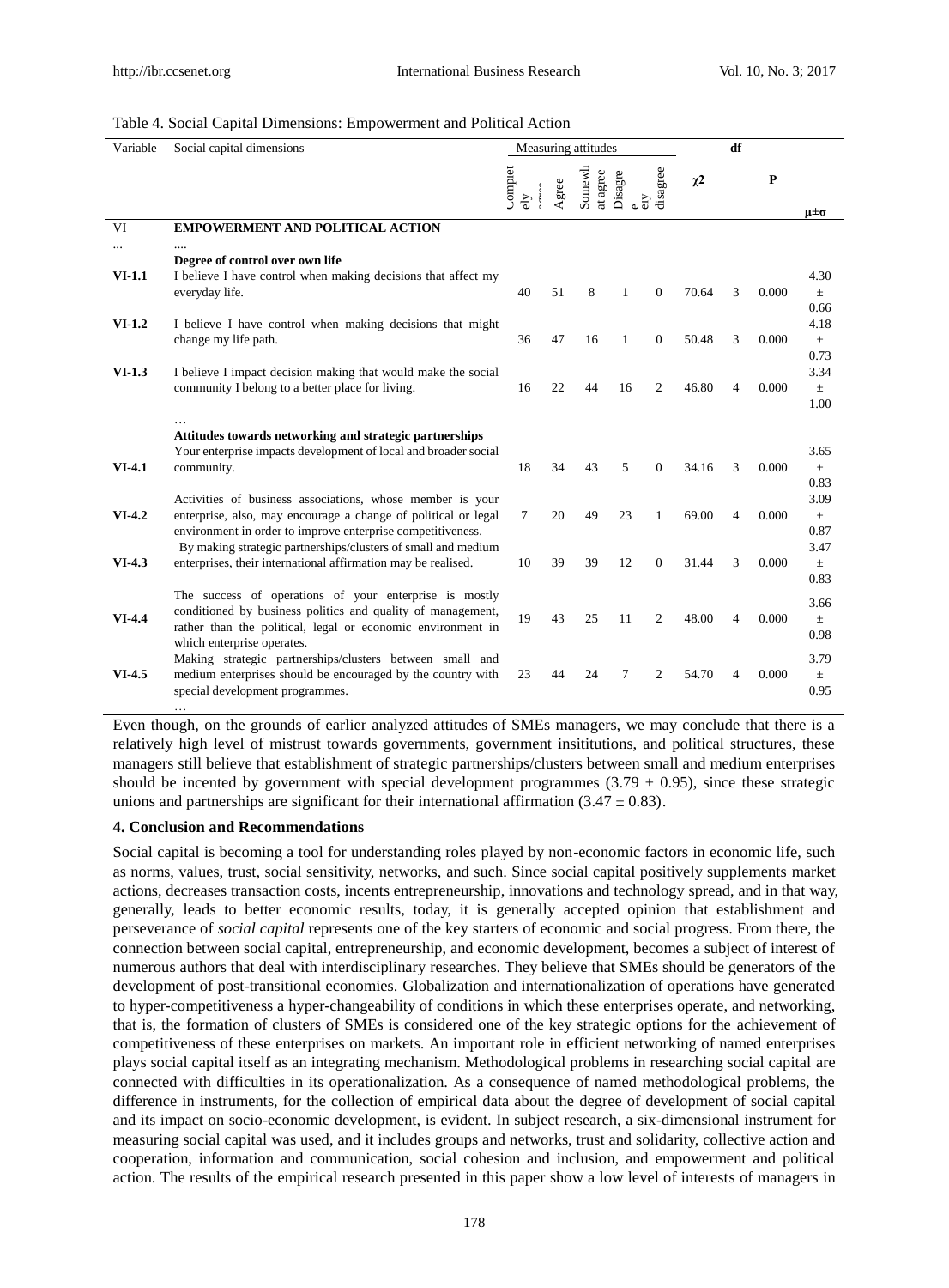Table 4. Social Capital Dimensions: Empowerment and Political Action

| Variable | Social capital dimensions | Completely agree | Agree | Somewhat agree | Disagree | Completely disagree | $\chi^2$ | df | P | $\mu \pm \sigma$ |
|---|---|---|---|---|---|---|---|---|---|---|
| VI | **EMPOWERMENT AND POLITICAL ACTION** | | | | | | | | | |
| ... | .... | | | | | | | | | |
| | **Degree of control over own life** | | | | | | | | | |
| **VI-1.1** | I believe I have control when making decisions that affect my everyday life. | 40 | 51 | 8 | 1 | 0 | 70.64 | 3 | 0.000 | 4.30 ± 0.66 |
| **VI-1.2** | I believe I have control when making decisions that might change my life path. | 36 | 47 | 16 | 1 | 0 | 50.48 | 3 | 0.000 | 4.18 ± 0.73 |
| **VI-1.3** | I believe I impact decision making that would make the social community I belong to a better place for living. | 16 | 22 | 44 | 16 | 2 | 46.80 | 4 | 0.000 | 3.34 ± 1.00 |
| | … | | | | | | | | | |
| | **Attitudes towards networking and strategic partnerships** | | | | | | | | | |
| **VI-4.1** | Your enterprise impacts development of local and broader social community. | 18 | 34 | 43 | 5 | 0 | 34.16 | 3 | 0.000 | 3.65 ± 0.83 |
| **VI-4.2** | Activities of business associations, whose member is your enterprise, also, may encourage a change of political or legal environment in order to improve enterprise competitiveness. | 7 | 20 | 49 | 23 | 1 | 69.00 | 4 | 0.000 | 3.09 ± 0.87 |
| **VI-4.3** | By making strategic partnerships/clusters of small and medium enterprises, their international affirmation may be realised. | 10 | 39 | 39 | 12 | 0 | 31.44 | 3 | 0.000 | 3.47 ± 0.83 |
| **VI-4.4** | The success of operations of your enterprise is mostly conditioned by business politics and quality of management, rather than the political, legal or economic environment in which enterprise operates. | 19 | 43 | 25 | 11 | 2 | 48.00 | 4 | 0.000 | 3.66 ± 0.98 |
| **VI-4.5** | Making strategic partnerships/clusters between small and medium enterprises should be encouraged by the country with special development programmes. | 23 | 44 | 24 | 7 | 2 | 54.70 | 4 | 0.000 | 3.79 ± 0.95 |
| | … | | | | | | | | | |

Even though, on the grounds of earlier analyzed attitudes of SMEs managers, we may conclude that there is a relatively high level of mistrust towards governments, government insititutions, and political structures, these managers still believe that establishment of strategic partnerships/clusters between small and medium enterprises should be incented by government with special development programmes ($3.79 \pm 0.95$), since these strategic unions and partnerships are significant for their international affirmation ($3.47 \pm 0.83$).

### 4. Conclusion and Recommendations

Social capital is becoming a tool for understanding roles played by non-economic factors in economic life, such as norms, values, trust, social sensitivity, networks, and such. Since social capital positively supplements market actions, decreases transaction costs, incents entrepreneurship, innovations and technology spread, and in that way, generally, leads to better economic results, today, it is generally accepted opinion that establishment and perseverance of *social capital* represents one of the key starters of economic and social progress. From there, the connection between social capital, entrepreneurship, and economic development, becomes a subject of interest of numerous authors that deal with interdisciplinary researches. They believe that SMEs should be generators of the development of post-transitional economies. Globalization and internationalization of operations have generated to hyper-competitiveness a hyper-changeability of conditions in which these enterprises operate, and networking, that is, the formation of clusters of SMEs is considered one of the key strategic options for the achievement of competitiveness of these enterprises on markets. An important role in efficient networking of named enterprises plays social capital itself as an integrating mechanism. Methodological problems in researching social capital are connected with difficulties in its operationalization. As a consequence of named methodological problems, the difference in instruments, for the collection of empirical data about the degree of development of social capital and its impact on socio-economic development, is evident. In subject research, a six-dimensional instrument for measuring social capital was used, and it includes groups and networks, trust and solidarity, collective action and cooperation, information and communication, social cohesion and inclusion, and empowerment and political action. The results of the empirical research presented in this paper show a low level of interests of managers in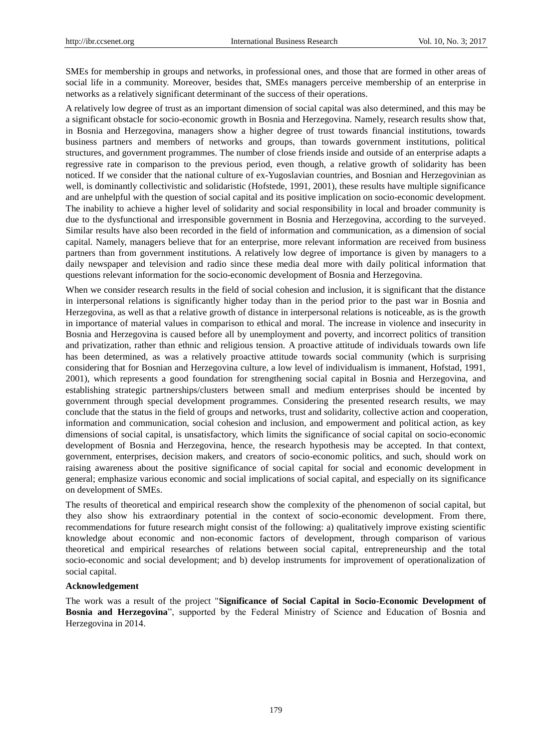SMEs for membership in groups and networks, in professional ones, and those that are formed in other areas of social life in a community. Moreover, besides that, SMEs managers perceive membership of an enterprise in networks as a relatively significant determinant of the success of their operations.

A relatively low degree of trust as an important dimension of social capital was also determined, and this may be a significant obstacle for socio-economic growth in Bosnia and Herzegovina. Namely, research results show that, in Bosnia and Herzegovina, managers show a higher degree of trust towards financial institutions, towards business partners and members of networks and groups, than towards government institutions, political structures, and government programmes. The number of close friends inside and outside of an enterprise adapts a regressive rate in comparison to the previous period, even though, a relative growth of solidarity has been noticed. If we consider that the national culture of ex-Yugoslavian countries, and Bosnian and Herzegovinian as well, is dominantly collectivistic and solidaristic (Hofstede, 1991, 2001), these results have multiple significance and are unhelpful with the question of social capital and its positive implication on socio-economic development. The inability to achieve a higher level of solidarity and social responsibility in local and broader community is due to the dysfunctional and irresponsible government in Bosnia and Herzegovina, according to the surveyed. Similar results have also been recorded in the field of information and communication, as a dimension of social capital. Namely, managers believe that for an enterprise, more relevant information are received from business partners than from government institutions. A relatively low degree of importance is given by managers to a daily newspaper and television and radio since these media deal more with daily political information that questions relevant information for the socio-economic development of Bosnia and Herzegovina.

When we consider research results in the field of social cohesion and inclusion, it is significant that the distance in interpersonal relations is significantly higher today than in the period prior to the past war in Bosnia and Herzegovina, as well as that a relative growth of distance in interpersonal relations is noticeable, as is the growth in importance of material values in comparison to ethical and moral. The increase in violence and insecurity in Bosnia and Herzegovina is caused before all by unemployment and poverty, and incorrect politics of transition and privatization, rather than ethnic and religious tension. A proactive attitude of individuals towards own life has been determined, as was a relatively proactive attitude towards social community (which is surprising considering that for Bosnian and Herzegovina culture, a low level of individualism is immanent, Hofstad, 1991, 2001), which represents a good foundation for strengthening social capital in Bosnia and Herzegovina, and establishing strategic partnerships/clusters between small and medium enterprises should be incented by government through special development programmes. Considering the presented research results, we may conclude that the status in the field of groups and networks, trust and solidarity, collective action and cooperation, information and communication, social cohesion and inclusion, and empowerment and political action, as key dimensions of social capital, is unsatisfactory, which limits the significance of social capital on socio-economic development of Bosnia and Herzegovina, hence, the research hypothesis may be accepted. In that context, government, enterprises, decision makers, and creators of socio-economic politics, and such, should work on raising awareness about the positive significance of social capital for social and economic development in general; emphasize various economic and social implications of social capital, and especially on its significance on development of SMEs.

The results of theoretical and empirical research show the complexity of the phenomenon of social capital, but they also show his extraordinary potential in the context of socio-economic development. From there, recommendations for future research might consist of the following: a) qualitatively improve existing scientific knowledge about economic and non-economic factors of development, through comparison of various theoretical and empirical researches of relations between social capital, entrepreneurship and the total socio-economic and social development; and b) develop instruments for improvement of operationalization of social capital.

**Acknowledgement**

The work was a result of the project "**Significance of Social Capital in Socio-Economic Development of Bosnia and Herzegovina**", supported by the Federal Ministry of Science and Education of Bosnia and Herzegovina in 2014.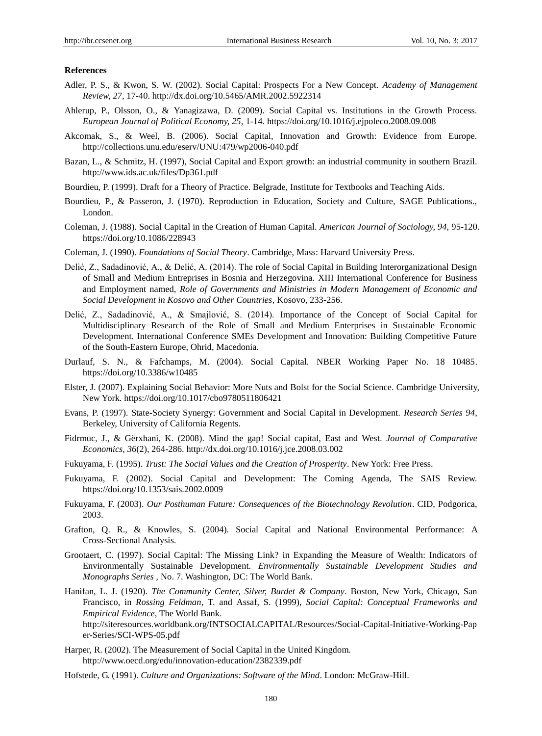**References**

Adler, P. S., & Kwon, S. W. (2002). Social Capital: Prospects For a New Concept. *Academy of Management Review, 27,* 17-40. http://dx.doi.org/10.5465/AMR.2002.5922314

Ahlerup, P., Olsson, O., & Yanagizawa, D. (2009). Social Capital vs. Institutions in the Growth Process. *European Journal of Political Economy, 25,* 1-14. https://doi.org/10.1016/j.ejpoleco.2008.09.008

Akcomak, S., & Weel, B. (2006). Social Capital, Innovation and Growth: Evidence from Europe. http://collections.unu.edu/eserv/UNU:479/wp2006-040.pdf

Bazan, L., & Schmitz, H. (1997), Social Capital and Export growth: an industrial community in southern Brazil. http://www.ids.ac.uk/files/Dp361.pdf

Bourdieu, P. (1999). Draft for a Theory of Practice. Belgrade, Institute for Textbooks and Teaching Aids.

Bourdieu, P., & Passeron, J. (1970). Reproduction in Education, Society and Culture, SAGE Publications., London.

Coleman, J. (1988). Social Capital in the Creation of Human Capital. *American Journal of Sociology, 94,* 95-120. https://doi.org/10.1086/228943

Coleman, J. (1990). *Foundations of Social Theory*. Cambridge, Mass: Harvard University Press.

Delić, Z., Sadadinović, A., & Delić, A. (2014). The role of Social Capital in Building Interorganizational Design of Small and Medium Entreprises in Bosnia and Herzegovina. XIII International Conference for Business and Employment named, *Role of Governments and Ministries in Modern Management of Economic and Social Development in Kosovo and Other Countries*, Kosovo, 233-256.

Delić, Z., Sadadinović, A., & Smajlović, S. (2014). Importance of the Concept of Social Capital for Multidisciplinary Research of the Role of Small and Medium Enterprises in Sustainable Economic Development. International Conference SMEs Development and Innovation: Building Competitive Future of the South-Eastern Europe, Ohrid, Macedonia.

Durlauf, S. N., & Fafchamps, M. (2004). Social Capital. NBER Working Paper No. 18 10485. https://doi.org/10.3386/w10485

Elster, J. (2007). Explaining Social Behavior: More Nuts and Bolst for the Social Science. Cambridge University, New York. https://doi.org/10.1017/cbo9780511806421

Evans, P. (1997). State-Society Synergy: Government and Social Capital in Development. *Research Series 94*, Berkeley, University of California Regents.

Fidrmuc, J., & Gërxhani, K. (2008). Mind the gap! Social capital, East and West. *Journal of Comparative Economics, 36*(2), 264-286. http://dx.doi.org/10.1016/j.jce.2008.03.002

Fukuyama, F. (1995). *Trust: The Social Values and the Creation of Prosperity*. New York: Free Press.

Fukuyama, F. (2002). Social Capital and Development: The Coming Agenda, The SAIS Review. https://doi.org/10.1353/sais.2002.0009

Fukuyama, F. (2003). *Our Posthuman Future: Consequences of the Biotechnology Revolution*. CID, Podgorica, 2003.

Grafton, Q. R., & Knowles, S. (2004). Social Capital and National Environmental Performance: A Cross-Sectional Analysis.

Grootaert, C. (1997). Social Capital: The Missing Link? in Expanding the Measure of Wealth: Indicators of Environmentally Sustainable Development. *Environmentally Sustainable Development Studies and Monographs Series* , No. 7. Washington, DC: The World Bank.

Hanifan, L. J. (1920). *The Community Center, Silver, Burdet & Company*. Boston, New York, Chicago, San Francisco, in *Rossing Feldman*, T. and Assaf, S. (1999), *Social Capital: Conceptual Frameworks and Empirical Evidence,* The World Bank. http://siteresources.worldbank.org/INTSOCIALCAPITAL/Resources/Social-Capital-Initiative-Working-Paper-Series/SCI-WPS-05.pdf

Harper, R. (2002). The Measurement of Social Capital in the United Kingdom. http://www.oecd.org/edu/innovation-education/2382339.pdf

Hofstede, G. (1991). *Culture and Organizations: Software of the Mind*. London: McGraw-Hill.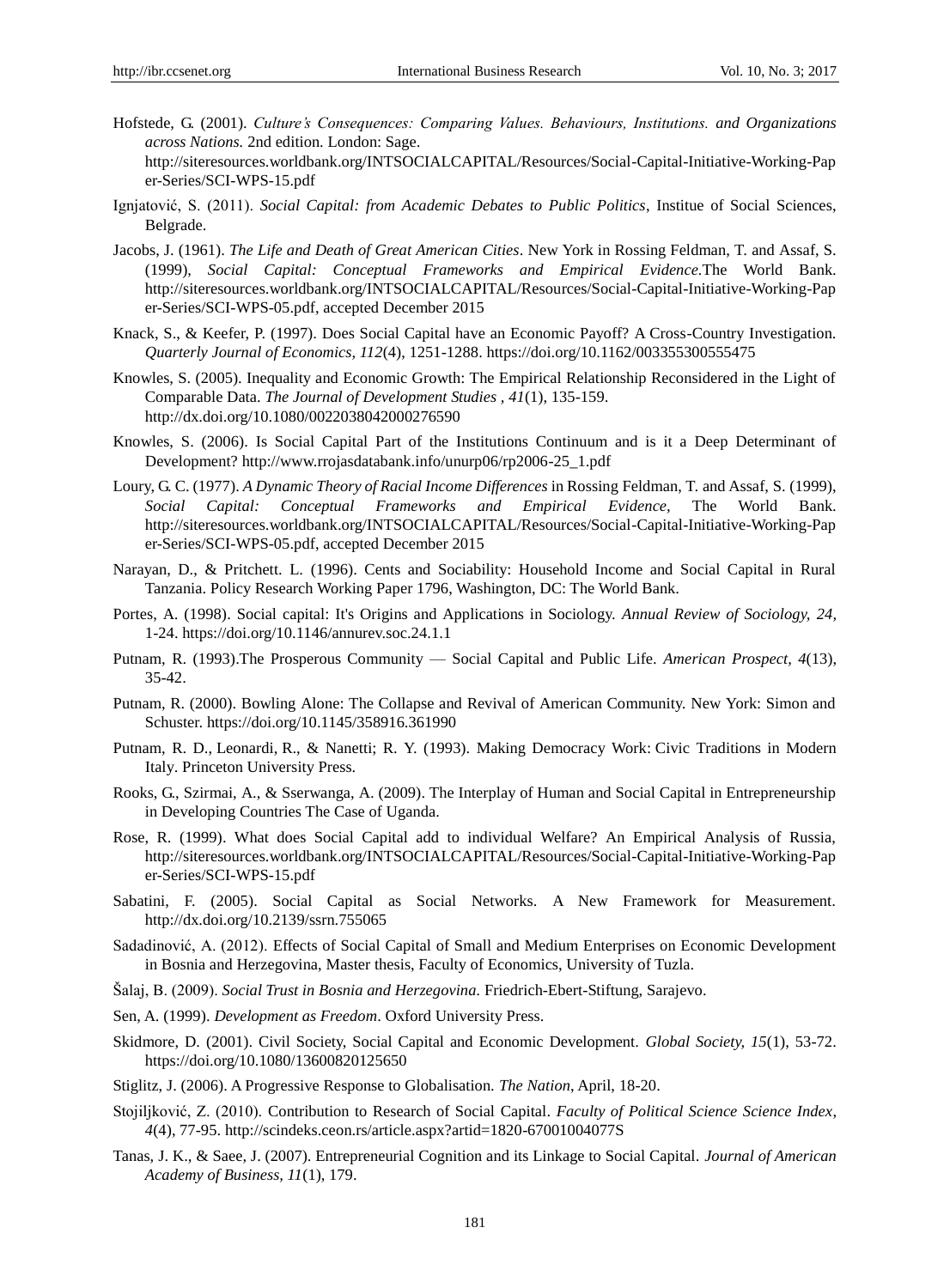Hofstede, G. (2001). *Culture's Consequences: Comparing Values. Behaviours, Institutions. and Organizations across Nations.* 2nd edition. London: Sage. http://siteresources.worldbank.org/INTSOCIALCAPITAL/Resources/Social-Capital-Initiative-Working-Paper-Series/SCI-WPS-15.pdf

Ignjatović, S. (2011). *Social Capital: from Academic Debates to Public Politics*, Institue of Social Sciences, Belgrade.

Jacobs, J. (1961). *The Life and Death of Great American Cities*. New York in Rossing Feldman, T. and Assaf, S. (1999), *Social Capital: Conceptual Frameworks and Empirical Evidence*.The World Bank. http://siteresources.worldbank.org/INTSOCIALCAPITAL/Resources/Social-Capital-Initiative-Working-Paper-Series/SCI-WPS-05.pdf, accepted December 2015

Knack, S., & Keefer, P. (1997). Does Social Capital have an Economic Payoff? A Cross-Country Investigation. *Quarterly Journal of Economics, 112*(4), 1251-1288. https://doi.org/10.1162/003355300555475

Knowles, S. (2005). Inequality and Economic Growth: The Empirical Relationship Reconsidered in the Light of Comparable Data. *The Journal of Development Studies , 41*(1), 135-159. http://dx.doi.org/10.1080/0022038042000276590

Knowles, S. (2006). Is Social Capital Part of the Institutions Continuum and is it a Deep Determinant of Development? http://www.rrojasdatabank.info/unurp06/rp2006-25_1.pdf

Loury, G. C. (1977). *A Dynamic Theory of Racial Income Differences* in Rossing Feldman, T. and Assaf, S. (1999), *Social Capital: Conceptual Frameworks and Empirical Evidence,* The World Bank. http://siteresources.worldbank.org/INTSOCIALCAPITAL/Resources/Social-Capital-Initiative-Working-Paper-Series/SCI-WPS-05.pdf, accepted December 2015

Narayan, D., & Pritchett. L. (1996). Cents and Sociability: Household Income and Social Capital in Rural Tanzania. Policy Research Working Paper 1796, Washington, DC: The World Bank.

Portes, A. (1998). Social capital: It's Origins and Applications in Sociology. *Annual Review of Sociology, 24,* 1-24. https://doi.org/10.1146/annurev.soc.24.1.1

Putnam, R. (1993).The Prosperous Community — Social Capital and Public Life. *American Prospect, 4*(13), 35-42.

Putnam, R. (2000). Bowling Alone: The Collapse and Revival of American Community. New York: Simon and Schuster. https://doi.org/10.1145/358916.361990

Putnam, R. D., Leonardi, R., & Nanetti; R. Y. (1993). Making Democracy Work: Civic Traditions in Modern Italy. Princeton University Press.

Rooks, G., Szirmai, A., & Sserwanga, A. (2009). The Interplay of Human and Social Capital in Entrepreneurship in Developing Countries The Case of Uganda.

Rose, R. (1999). What does Social Capital add to individual Welfare? An Empirical Analysis of Russia, http://siteresources.worldbank.org/INTSOCIALCAPITAL/Resources/Social-Capital-Initiative-Working-Paper-Series/SCI-WPS-15.pdf

Sabatini, F. (2005). Social Capital as Social Networks. A New Framework for Measurement. http://dx.doi.org/10.2139/ssrn.755065

Sadadinović, A. (2012). Effects of Social Capital of Small and Medium Enterprises on Economic Development in Bosnia and Herzegovina, Master thesis, Faculty of Economics, University of Tuzla.

Šalaj, B. (2009). *Social Trust in Bosnia and Herzegovina*. Friedrich-Ebert-Stiftung, Sarajevo.

Sen, A. (1999). *Development as Freedom*. Oxford University Press.

Skidmore, D. (2001). Civil Society, Social Capital and Economic Development. *Global Society, 15*(1), 53-72. https://doi.org/10.1080/13600820125650

Stiglitz, J. (2006). A Progressive Response to Globalisation. *The Nation*, April, 18-20.

Stojiljković, Z. (2010). Contribution to Research of Social Capital. *Faculty of Political Science Science Index, 4*(4), 77-95. http://scindeks.ceon.rs/article.aspx?artid=1820-67001004077S

Tanas, J. K., & Saee, J. (2007). Entrepreneurial Cognition and its Linkage to Social Capital. *Journal of American Academy of Business, 11*(1), 179.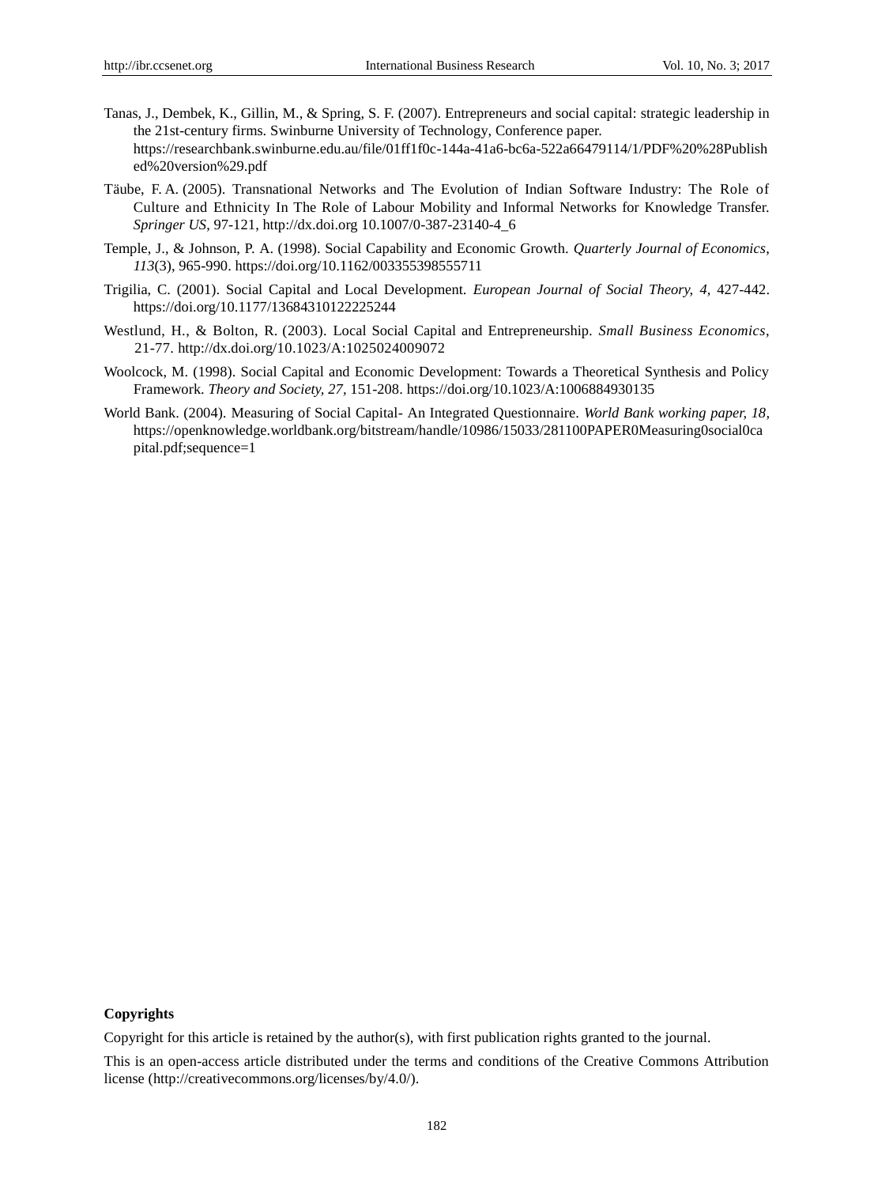Tanas, J., Dembek, K., Gillin, M., & Spring, S. F. (2007). Entrepreneurs and social capital: strategic leadership in the 21st-century firms. Swinburne University of Technology, Conference paper. https://researchbank.swinburne.edu.au/file/01ff1f0c-144a-41a6-bc6a-522a66479114/1/PDF%20%28Published%20version%29.pdf

Täube, F. A. (2005). Transnational Networks and The Evolution of Indian Software Industry: The Role of Culture and Ethnicity In The Role of Labour Mobility and Informal Networks for Knowledge Transfer. *Springer US*, 97-121, http://dx.doi.org 10.1007/0-387-23140-4_6

Temple, J., & Johnson, P. A. (1998). Social Capability and Economic Growth. *Quarterly Journal of Economics*, *113*(3), 965-990. https://doi.org/10.1162/003355398555711

Trigilia, C. (2001). Social Capital and Local Development. *European Journal of Social Theory, 4*, 427-442. https://doi.org/10.1177/13684310122225244

Westlund, H., & Bolton, R. (2003). Local Social Capital and Entrepreneurship. *Small Business Economics*, 21-77. http://dx.doi.org/10.1023/A:1025024009072

Woolcock, M. (1998). Social Capital and Economic Development: Towards a Theoretical Synthesis and Policy Framework. *Theory and Society, 27*, 151-208. https://doi.org/10.1023/A:1006884930135

World Bank. (2004). Measuring of Social Capital- An Integrated Questionnaire. *World Bank working paper, 18*, https://openknowledge.worldbank.org/bitstream/handle/10986/15033/281100PAPER0Measuring0social0capital.pdf;sequence=1

**Copyrights**

Copyright for this article is retained by the author(s), with first publication rights granted to the journal.

This is an open-access article distributed under the terms and conditions of the Creative Commons Attribution license (http://creativecommons.org/licenses/by/4.0/).